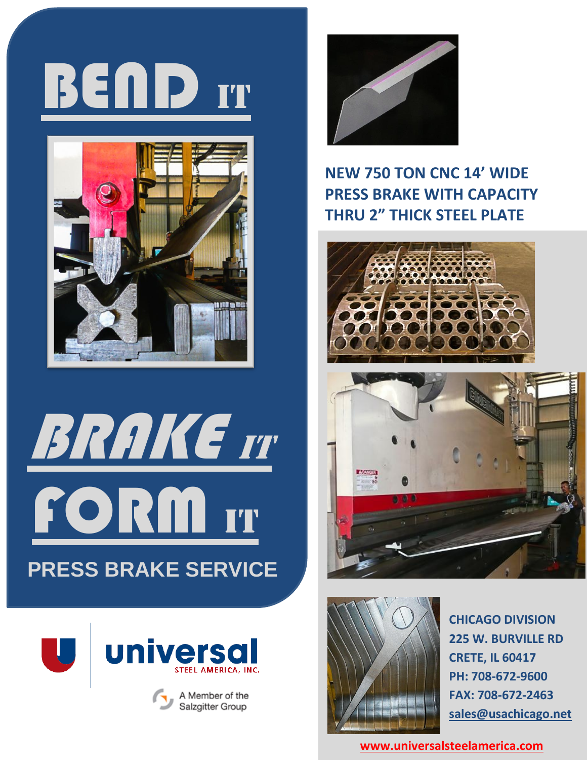# BEND IT

# BRAKE IT

# FORM IT

## PRESS BRAKE SERVICE

universal
STEEL AMERICA, INC.

A Member of the Salzgitter Group

**NEW 750 TON CNC 14' WIDE PRESS BRAKE WITH CAPACITY THRU 2" THICK STEEL PLATE**

**CHICAGO DIVISION**
**225 W. BURVILLE RD**
**CRETE, IL 60417**
**PH: 708-672-9600**
**FAX: 708-672-2463**
**sales@usachicago.net**

**www.universalsteelamerica.com**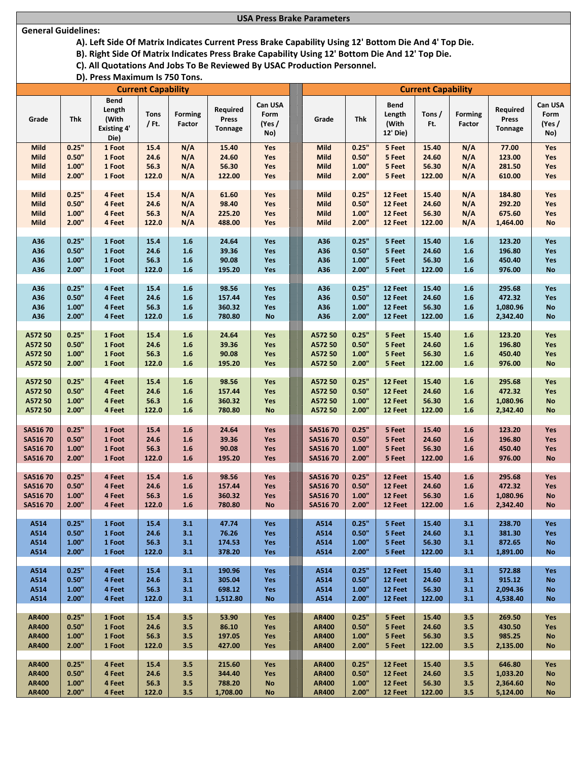## USA Press Brake Parameters

**General Guidelines:**

- A). Left Side Of Matrix Indicates Current Press Brake Capability Using 12' Bottom Die And 4' Top Die.
- B). Right Side Of Matrix Indicates Press Brake Capability Using 12' Bottom Die And 12' Top Die.
- C). All Quotations And Jobs To Be Reviewed By USAC Production Personnel.
- D). Press Maximum Is 750 Tons.

| Current Capability | | | | | | | | Current Capability | | | | | | |
|---|---|---|---|---|---|---|---|---|---|---|---|---|---|---|
| Grade | Thk | Bend Length (With Existing 4' Die) | Tons / Ft. | Forming Factor | Required Press Tonnage | Can USA Form (Yes / No) | | Grade | Thk | Bend Length (With 12' Die) | Tons / Ft. | Forming Factor | Required Press Tonnage | Can USA Form (Yes / No) |
| Mild | 0.25" | 1 Foot | 15.4 | N/A | 15.40 | Yes | | Mild | 0.25" | 5 Feet | 15.40 | N/A | 77.00 | Yes |
| Mild | 0.50" | 1 Foot | 24.6 | N/A | 24.60 | Yes | | Mild | 0.50" | 5 Feet | 24.60 | N/A | 123.00 | Yes |
| Mild | 1.00" | 1 Foot | 56.3 | N/A | 56.30 | Yes | | Mild | 1.00" | 5 Feet | 56.30 | N/A | 281.50 | Yes |
| Mild | 2.00" | 1 Foot | 122.0 | N/A | 122.00 | Yes | | Mild | 2.00" | 5 Feet | 122.00 | N/A | 610.00 | Yes |
| | | | | | | | | | | | | | | |
| Mild | 0.25" | 4 Feet | 15.4 | N/A | 61.60 | Yes | | Mild | 0.25" | 12 Feet | 15.40 | N/A | 184.80 | Yes |
| Mild | 0.50" | 4 Feet | 24.6 | N/A | 98.40 | Yes | | Mild | 0.50" | 12 Feet | 24.60 | N/A | 292.20 | Yes |
| Mild | 1.00" | 4 Feet | 56.3 | N/A | 225.20 | Yes | | Mild | 1.00" | 12 Feet | 56.30 | N/A | 675.60 | Yes |
| Mild | 2.00" | 4 Feet | 122.0 | N/A | 488.00 | Yes | | Mild | 2.00" | 12 Feet | 122.00 | N/A | 1,464.00 | No |
| | | | | | | | | | | | | | | |
| A36 | 0.25" | 1 Foot | 15.4 | 1.6 | 24.64 | Yes | | A36 | 0.25" | 5 Feet | 15.40 | 1.6 | 123.20 | Yes |
| A36 | 0.50" | 1 Foot | 24.6 | 1.6 | 39.36 | Yes | | A36 | 0.50" | 5 Feet | 24.60 | 1.6 | 196.80 | Yes |
| A36 | 1.00" | 1 Foot | 56.3 | 1.6 | 90.08 | Yes | | A36 | 1.00" | 5 Feet | 56.30 | 1.6 | 450.40 | Yes |
| A36 | 2.00" | 1 Foot | 122.0 | 1.6 | 195.20 | Yes | | A36 | 2.00" | 5 Feet | 122.00 | 1.6 | 976.00 | No |
| | | | | | | | | | | | | | | |
| A36 | 0.25" | 4 Feet | 15.4 | 1.6 | 98.56 | Yes | | A36 | 0.25" | 12 Feet | 15.40 | 1.6 | 295.68 | Yes |
| A36 | 0.50" | 4 Feet | 24.6 | 1.6 | 157.44 | Yes | | A36 | 0.50" | 12 Feet | 24.60 | 1.6 | 472.32 | Yes |
| A36 | 1.00" | 4 Feet | 56.3 | 1.6 | 360.32 | Yes | | A36 | 1.00" | 12 Feet | 56.30 | 1.6 | 1,080.96 | No |
| A36 | 2.00" | 4 Feet | 122.0 | 1.6 | 780.80 | No | | A36 | 2.00" | 12 Feet | 122.00 | 1.6 | 2,342.40 | No |
| | | | | | | | | | | | | | | |
| A572 50 | 0.25" | 1 Foot | 15.4 | 1.6 | 24.64 | Yes | | A572 50 | 0.25" | 5 Feet | 15.40 | 1.6 | 123.20 | Yes |
| A572 50 | 0.50" | 1 Foot | 24.6 | 1.6 | 39.36 | Yes | | A572 50 | 0.50" | 5 Feet | 24.60 | 1.6 | 196.80 | Yes |
| A572 50 | 1.00" | 1 Foot | 56.3 | 1.6 | 90.08 | Yes | | A572 50 | 1.00" | 5 Feet | 56.30 | 1.6 | 450.40 | Yes |
| A572 50 | 2.00" | 1 Foot | 122.0 | 1.6 | 195.20 | Yes | | A572 50 | 2.00" | 5 Feet | 122.00 | 1.6 | 976.00 | No |
| | | | | | | | | | | | | | | |
| A572 50 | 0.25" | 4 Feet | 15.4 | 1.6 | 98.56 | Yes | | A572 50 | 0.25" | 12 Feet | 15.40 | 1.6 | 295.68 | Yes |
| A572 50 | 0.50" | 4 Feet | 24.6 | 1.6 | 157.44 | Yes | | A572 50 | 0.50" | 12 Feet | 24.60 | 1.6 | 472.32 | Yes |
| A572 50 | 1.00" | 4 Feet | 56.3 | 1.6 | 360.32 | Yes | | A572 50 | 1.00" | 12 Feet | 56.30 | 1.6 | 1,080.96 | No |
| A572 50 | 2.00" | 4 Feet | 122.0 | 1.6 | 780.80 | No | | A572 50 | 2.00" | 12 Feet | 122.00 | 1.6 | 2,342.40 | No |
| | | | | | | | | | | | | | | |
| SA516 70 | 0.25" | 1 Foot | 15.4 | 1.6 | 24.64 | Yes | | SA516 70 | 0.25" | 5 Feet | 15.40 | 1.6 | 123.20 | Yes |
| SA516 70 | 0.50" | 1 Foot | 24.6 | 1.6 | 39.36 | Yes | | SA516 70 | 0.50" | 5 Feet | 24.60 | 1.6 | 196.80 | Yes |
| SA516 70 | 1.00" | 1 Foot | 56.3 | 1.6 | 90.08 | Yes | | SA516 70 | 1.00" | 5 Feet | 56.30 | 1.6 | 450.40 | Yes |
| SA516 70 | 2.00" | 1 Foot | 122.0 | 1.6 | 195.20 | Yes | | SA516 70 | 2.00" | 5 Feet | 122.00 | 1.6 | 976.00 | No |
| | | | | | | | | | | | | | | |
| SA516 70 | 0.25" | 4 Feet | 15.4 | 1.6 | 98.56 | Yes | | SA516 70 | 0.25" | 12 Feet | 15.40 | 1.6 | 295.68 | Yes |
| SA516 70 | 0.50" | 4 Feet | 24.6 | 1.6 | 157.44 | Yes | | SA516 70 | 0.50" | 12 Feet | 24.60 | 1.6 | 472.32 | Yes |
| SA516 70 | 1.00" | 4 Feet | 56.3 | 1.6 | 360.32 | Yes | | SA516 70 | 1.00" | 12 Feet | 56.30 | 1.6 | 1,080.96 | No |
| SA516 70 | 2.00" | 4 Feet | 122.0 | 1.6 | 780.80 | No | | SA516 70 | 2.00" | 12 Feet | 122.00 | 1.6 | 2,342.40 | No |
| | | | | | | | | | | | | | | |
| A514 | 0.25" | 1 Foot | 15.4 | 3.1 | 47.74 | Yes | | A514 | 0.25" | 5 Feet | 15.40 | 3.1 | 238.70 | Yes |
| A514 | 0.50" | 1 Foot | 24.6 | 3.1 | 76.26 | Yes | | A514 | 0.50" | 5 Feet | 24.60 | 3.1 | 381.30 | Yes |
| A514 | 1.00" | 1 Foot | 56.3 | 3.1 | 174.53 | Yes | | A514 | 1.00" | 5 Feet | 56.30 | 3.1 | 872.65 | No |
| A514 | 2.00" | 1 Foot | 122.0 | 3.1 | 378.20 | Yes | | A514 | 2.00" | 5 Feet | 122.00 | 3.1 | 1,891.00 | No |
| | | | | | | | | | | | | | | |
| A514 | 0.25" | 4 Feet | 15.4 | 3.1 | 190.96 | Yes | | A514 | 0.25" | 12 Feet | 15.40 | 3.1 | 572.88 | Yes |
| A514 | 0.50" | 4 Feet | 24.6 | 3.1 | 305.04 | Yes | | A514 | 0.50" | 12 Feet | 24.60 | 3.1 | 915.12 | No |
| A514 | 1.00" | 4 Feet | 56.3 | 3.1 | 698.12 | Yes | | A514 | 1.00" | 12 Feet | 56.30 | 3.1 | 2,094.36 | No |
| A514 | 2.00" | 4 Feet | 122.0 | 3.1 | 1,512.80 | No | | A514 | 2.00" | 12 Feet | 122.00 | 3.1 | 4,538.40 | No |
| | | | | | | | | | | | | | | |
| AR400 | 0.25" | 1 Foot | 15.4 | 3.5 | 53.90 | Yes | | AR400 | 0.25" | 5 Feet | 15.40 | 3.5 | 269.50 | Yes |
| AR400 | 0.50" | 1 Foot | 24.6 | 3.5 | 86.10 | Yes | | AR400 | 0.50" | 5 Feet | 24.60 | 3.5 | 430.50 | Yes |
| AR400 | 1.00" | 1 Foot | 56.3 | 3.5 | 197.05 | Yes | | AR400 | 1.00" | 5 Feet | 56.30 | 3.5 | 985.25 | No |
| AR400 | 2.00" | 1 Foot | 122.0 | 3.5 | 427.00 | Yes | | AR400 | 2.00" | 5 Feet | 122.00 | 3.5 | 2,135.00 | No |
| | | | | | | | | | | | | | | |
| AR400 | 0.25" | 4 Feet | 15.4 | 3.5 | 215.60 | Yes | | AR400 | 0.25" | 12 Feet | 15.40 | 3.5 | 646.80 | Yes |
| AR400 | 0.50" | 4 Feet | 24.6 | 3.5 | 344.40 | Yes | | AR400 | 0.50" | 12 Feet | 24.60 | 3.5 | 1,033.20 | No |
| AR400 | 1.00" | 4 Feet | 56.3 | 3.5 | 788.20 | No | | AR400 | 1.00" | 12 Feet | 56.30 | 3.5 | 2,364.60 | No |
| AR400 | 2.00" | 4 Feet | 122.0 | 3.5 | 1,708.00 | No | | AR400 | 2.00" | 12 Feet | 122.00 | 3.5 | 5,124.00 | No |